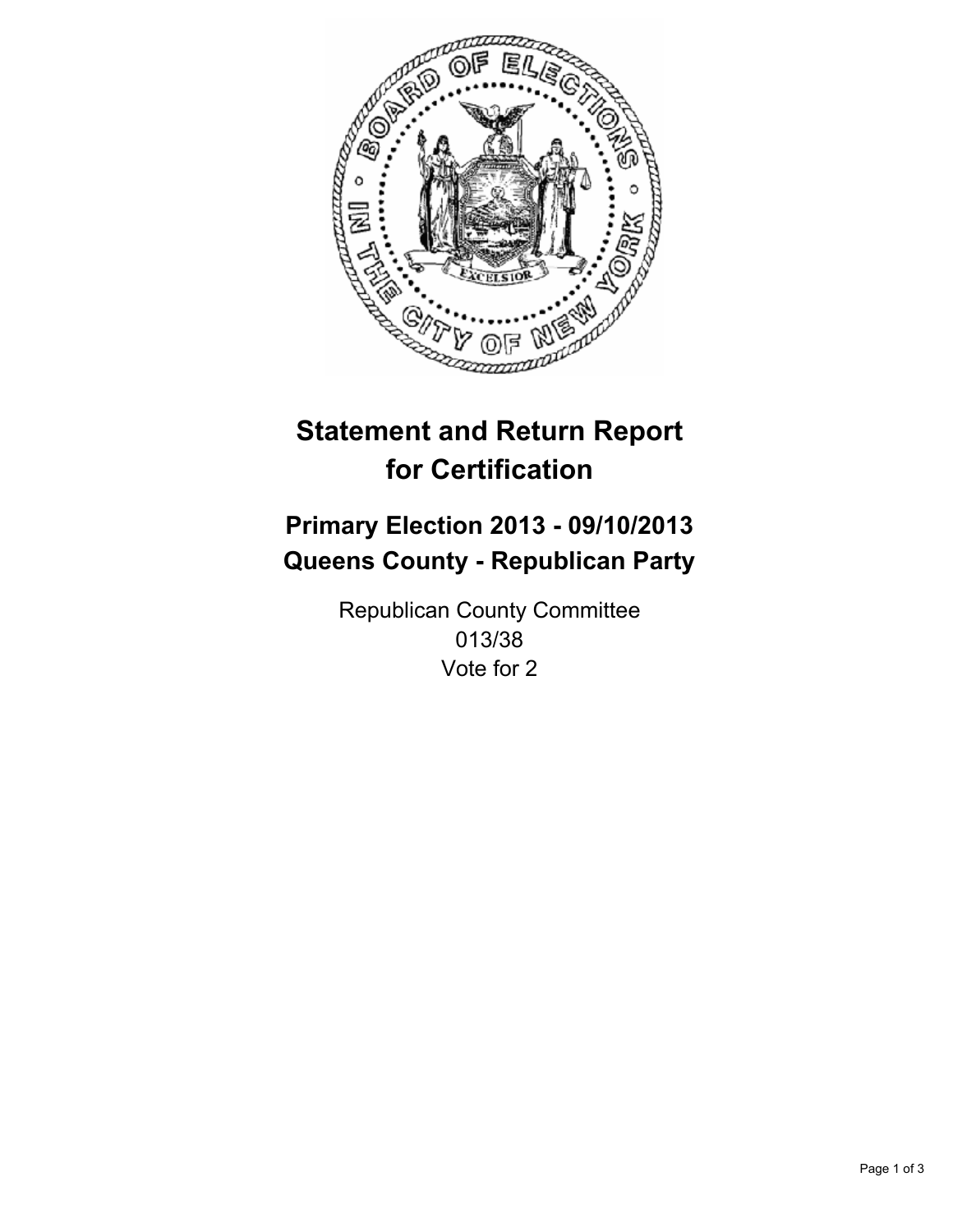# Statement and Return Report for Certification

## Primary Election 2013 - 09/10/2013
## Queens County - Republican Party

Republican County Committee
013/38
Vote for 2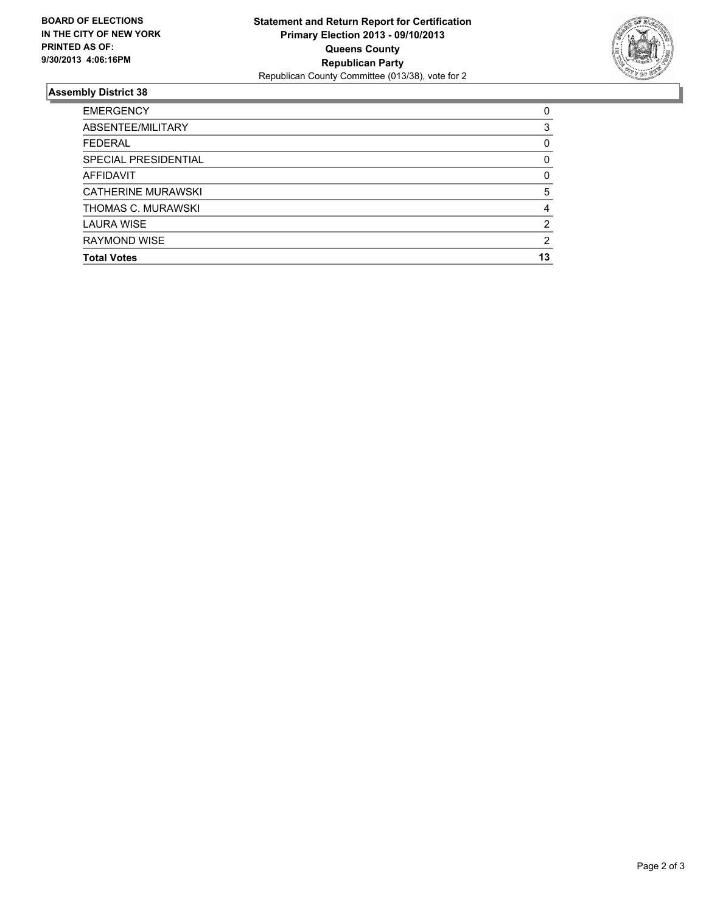**BOARD OF ELECTIONS IN THE CITY OF NEW YORK PRINTED AS OF: 9/30/2013 4:06:16PM**

**Statement and Return Report for Certification**
**Primary Election 2013 - 09/10/2013**
**Queens County**
**Republican Party**
Republican County Committee (013/38), vote for 2

### Assembly District 38

| | |
|---|---|
| EMERGENCY | 0 |
| ABSENTEE/MILITARY | 3 |
| FEDERAL | 0 |
| SPECIAL PRESIDENTIAL | 0 |
| AFFIDAVIT | 0 |
| CATHERINE MURAWSKI | 5 |
| THOMAS C. MURAWSKI | 4 |
| LAURA WISE | 2 |
| RAYMOND WISE | 2 |
| **Total Votes** | **13** |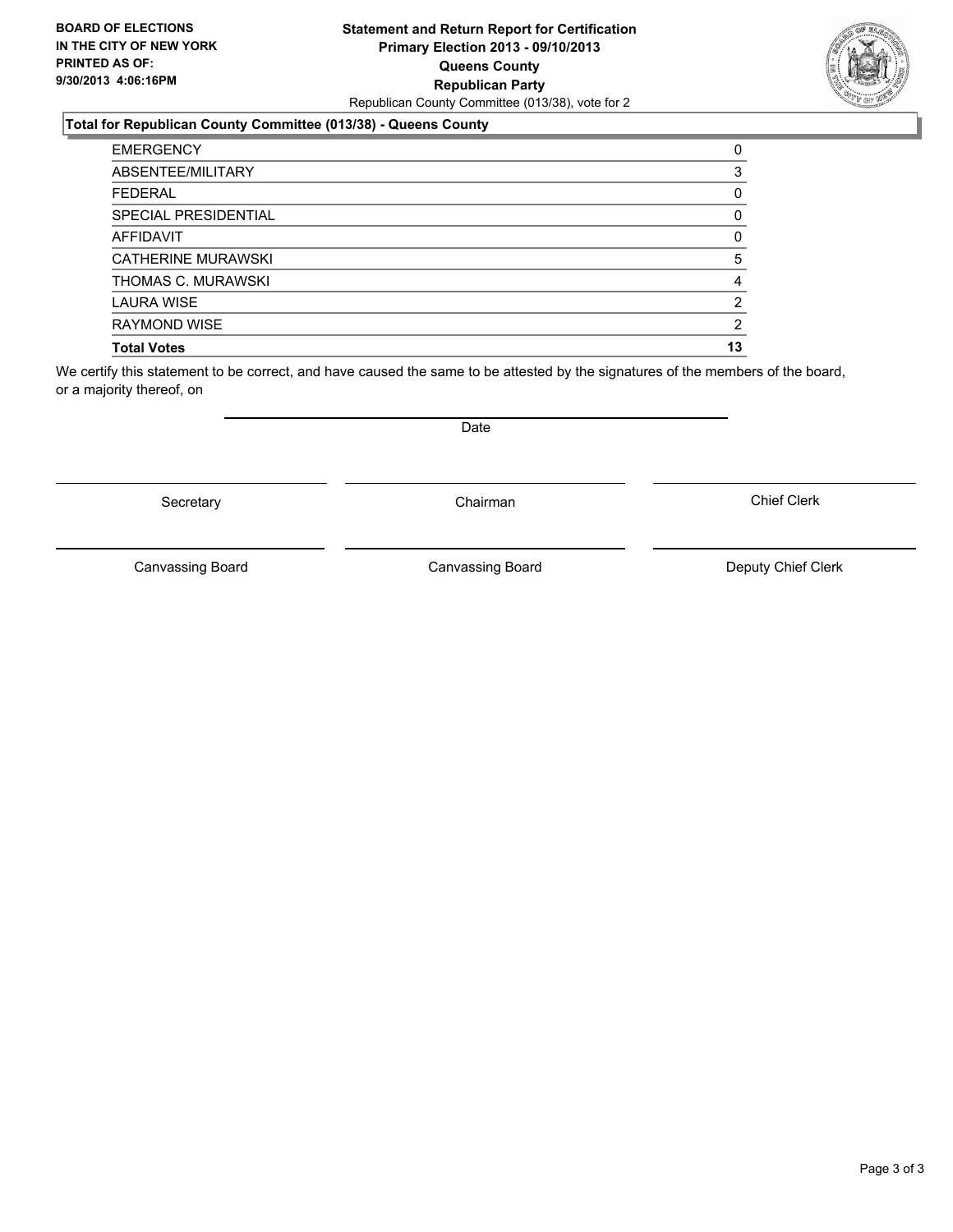**BOARD OF ELECTIONS IN THE CITY OF NEW YORK PRINTED AS OF: 9/30/2013 4:06:16PM**

**Statement and Return Report for Certification**
**Primary Election 2013 - 09/10/2013**
**Queens County**
**Republican Party**
Republican County Committee (013/38), vote for 2

**Total for Republican County Committee (013/38) - Queens County**

| | |
|---|---|
| EMERGENCY | 0 |
| ABSENTEE/MILITARY | 3 |
| FEDERAL | 0 |
| SPECIAL PRESIDENTIAL | 0 |
| AFFIDAVIT | 0 |
| CATHERINE MURAWSKI | 5 |
| THOMAS C. MURAWSKI | 4 |
| LAURA WISE | 2 |
| RAYMOND WISE | 2 |
| **Total Votes** | **13** |

We certify this statement to be correct, and have caused the same to be attested by the signatures of the members of the board, or a majority thereof, on

Date

Secretary

Chairman

Chief Clerk

Canvassing Board

Canvassing Board

Deputy Chief Clerk